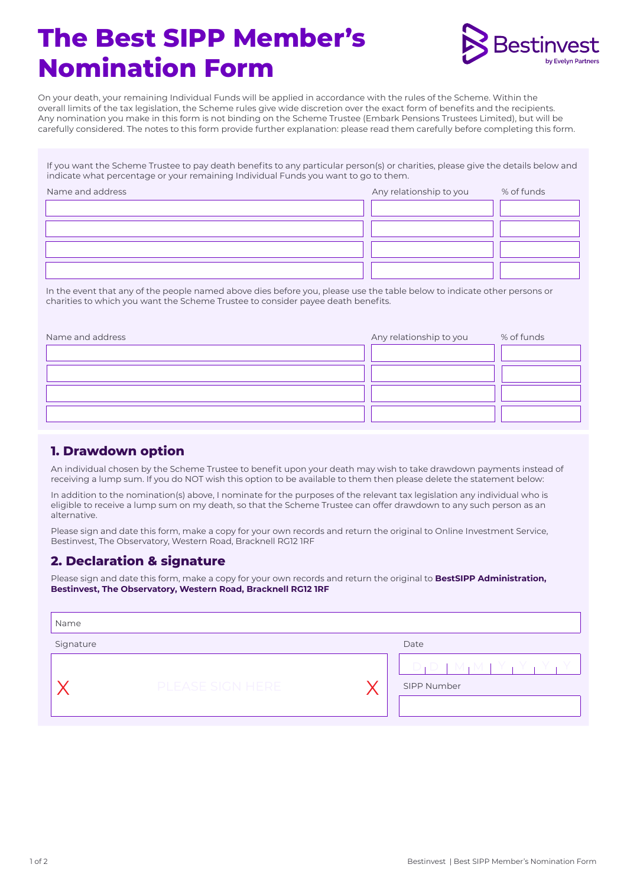# The Best SIPP Member's Nomination Form

On your death, your remaining Individual Funds will be applied in accordance with the rules of the Scheme. Within the overall limits of the tax legislation, the Scheme rules give wide discretion over the exact form of benefits and the recipients. Any nomination you make in this form is not binding on the Scheme Trustee (Embark Pensions Trustees Limited), but will be carefully considered. The notes to this form provide further explanation: please read them carefully before completing this form.

If you want the Scheme Trustee to pay death benefits to any particular person(s) or charities, please give the details below and indicate what percentage or your remaining Individual Funds you want to go to them.

| Name and address | Any relationship to you | % of funds |
|---|---|---|
| | | |
| | | |
| | | |
| | | |

In the event that any of the people named above dies before you, please use the table below to indicate other persons or charities to which you want the Scheme Trustee to consider payee death benefits.

| Name and address | Any relationship to you | % of funds |
|---|---|---|
| | | |
| | | |
| | | |
| | | |

## 1. Drawdown option

An individual chosen by the Scheme Trustee to benefit upon your death may wish to take drawdown payments instead of receiving a lump sum. If you do NOT wish this option to be available to them then please delete the statement below:

In addition to the nomination(s) above, I nominate for the purposes of the relevant tax legislation any individual who is eligible to receive a lump sum on my death, so that the Scheme Trustee can offer drawdown to any such person as an alternative.

Please sign and date this form, make a copy for your own records and return the original to Online Investment Service, Bestinvest, The Observatory, Western Road, Bracknell RG12 1RF

## 2. Declaration & signature

Please sign and date this form, make a copy for your own records and return the original to **BestSIPP Administration, Bestinvest, The Observatory, Western Road, Bracknell RG12 1RF**

Name

Signature

X PLEASE SIGN HERE X

Date

D D | M M | Y Y Y Y

SIPP Number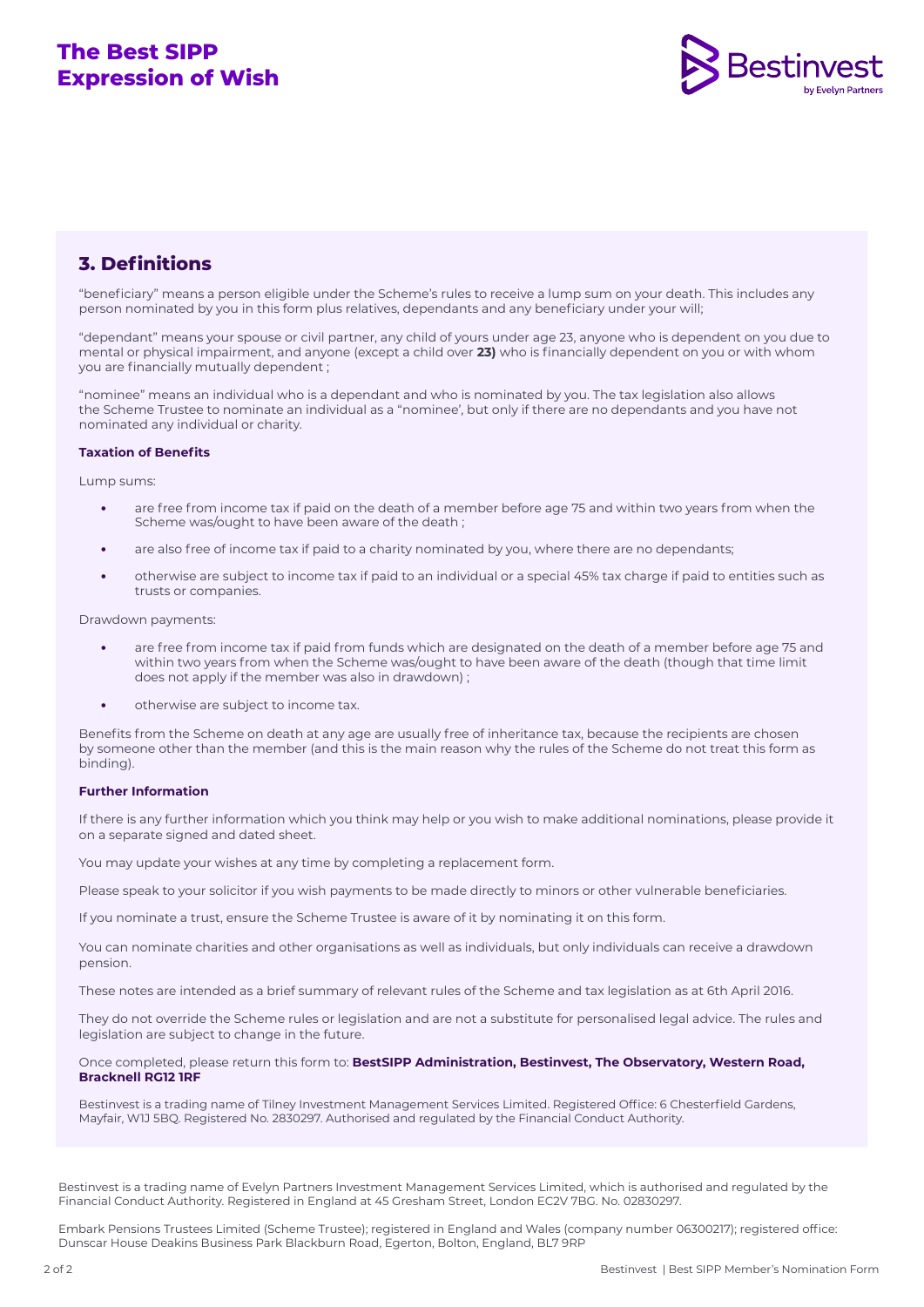# The Best SIPP Expression of Wish

## 3. Definitions

"beneficiary" means a person eligible under the Scheme's rules to receive a lump sum on your death. This includes any person nominated by you in this form plus relatives, dependants and any beneficiary under your will;

"dependant" means your spouse or civil partner, any child of yours under age 23, anyone who is dependent on you due to mental or physical impairment, and anyone (except a child over **23)** who is financially dependent on you or with whom you are financially mutually dependent ;

"nominee" means an individual who is a dependant and who is nominated by you. The tax legislation also allows the Scheme Trustee to nominate an individual as a "nominee', but only if there are no dependants and you have not nominated any individual or charity.

### Taxation of Benefits

Lump sums:

- are free from income tax if paid on the death of a member before age 75 and within two years from when the Scheme was/ought to have been aware of the death ;
- are also free of income tax if paid to a charity nominated by you, where there are no dependants;
- otherwise are subject to income tax if paid to an individual or a special 45% tax charge if paid to entities such as trusts or companies.

Drawdown payments:

- are free from income tax if paid from funds which are designated on the death of a member before age 75 and within two years from when the Scheme was/ought to have been aware of the death (though that time limit does not apply if the member was also in drawdown) ;
- otherwise are subject to income tax.

Benefits from the Scheme on death at any age are usually free of inheritance tax, because the recipients are chosen by someone other than the member (and this is the main reason why the rules of the Scheme do not treat this form as binding).

### Further Information

If there is any further information which you think may help or you wish to make additional nominations, please provide it on a separate signed and dated sheet.

You may update your wishes at any time by completing a replacement form.

Please speak to your solicitor if you wish payments to be made directly to minors or other vulnerable beneficiaries.

If you nominate a trust, ensure the Scheme Trustee is aware of it by nominating it on this form.

You can nominate charities and other organisations as well as individuals, but only individuals can receive a drawdown pension.

These notes are intended as a brief summary of relevant rules of the Scheme and tax legislation as at 6th April 2016.

They do not override the Scheme rules or legislation and are not a substitute for personalised legal advice. The rules and legislation are subject to change in the future.

Once completed, please return this form to: **BestSIPP Administration, Bestinvest, The Observatory, Western Road, Bracknell RG12 1RF**

Bestinvest is a trading name of Tilney Investment Management Services Limited. Registered Office: 6 Chesterfield Gardens, Mayfair, W1J 5BQ. Registered No. 2830297. Authorised and regulated by the Financial Conduct Authority.

Bestinvest is a trading name of Evelyn Partners Investment Management Services Limited, which is authorised and regulated by the Financial Conduct Authority. Registered in England at 45 Gresham Street, London EC2V 7BG. No. 02830297.

Embark Pensions Trustees Limited (Scheme Trustee); registered in England and Wales (company number 06300217); registered office: Dunscar House Deakins Business Park Blackburn Road, Egerton, Bolton, England, BL7 9RP